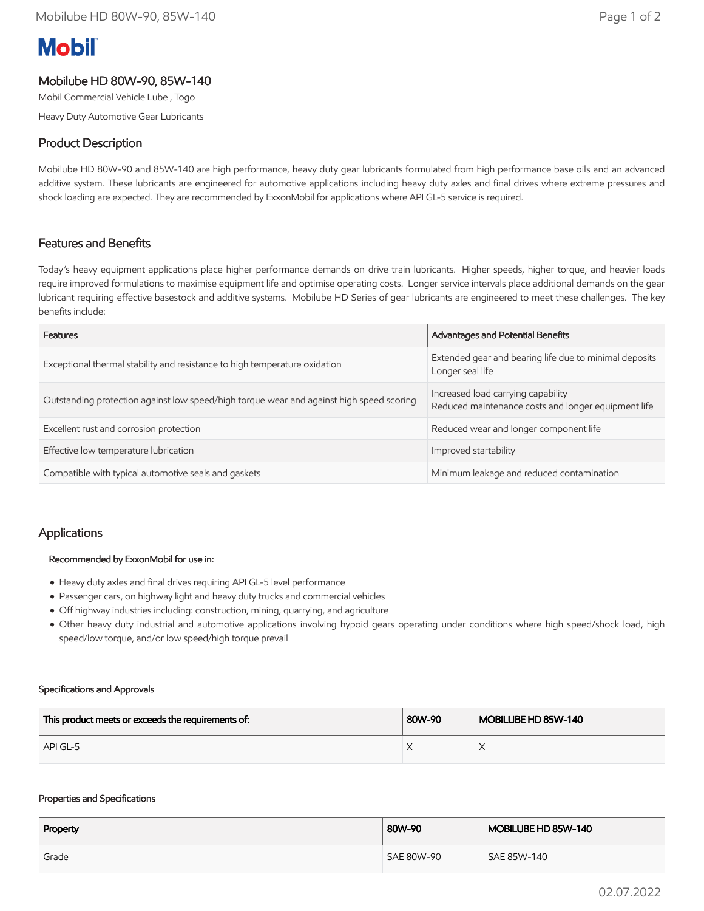# Mobil

## Mobilube HD 80W-90, 85W-140

Mobil Commercial Vehicle Lube , Togo

Heavy Duty Automotive Gear Lubricants

## Product Description

Mobilube HD 80W-90 and 85W-140 are high performance, heavy duty gear lubricants formulated from high performance base oils and an advanced additive system. These lubricants are engineered for automotive applications including heavy duty axles and final drives where extreme pressures and shock loading are expected. They are recommended by ExxonMobil for applications where API GL-5 service is required.

## Features and Benefits

Today's heavy equipment applications place higher performance demands on drive train lubricants. Higher speeds, higher torque, and heavier loads require improved formulations to maximise equipment life and optimise operating costs. Longer service intervals place additional demands on the gear lubricant requiring effective basestock and additive systems. Mobilube HD Series of gear lubricants are engineered to meet these challenges. The key benefits include:

| Features | Advantages and Potential Benefits |
|---|---|
| Exceptional thermal stability and resistance to high temperature oxidation | Extended gear and bearing life due to minimal deposits<br>Longer seal life |
| Outstanding protection against low speed/high torque wear and against high speed scoring | Increased load carrying capability<br>Reduced maintenance costs and longer equipment life |
| Excellent rust and corrosion protection | Reduced wear and longer component life |
| Effective low temperature lubrication | Improved startability |
| Compatible with typical automotive seals and gaskets | Minimum leakage and reduced contamination |

## Applications

**Recommended by ExxonMobil for use in:**

- Heavy duty axles and final drives requiring API GL-5 level performance
- Passenger cars, on highway light and heavy duty trucks and commercial vehicles
- Off highway industries including: construction, mining, quarrying, and agriculture
- Other heavy duty industrial and automotive applications involving hypoid gears operating under conditions where high speed/shock load, high speed/low torque, and/or low speed/high torque prevail

#### Specifications and Approvals

| This product meets or exceeds the requirements of: | 80W-90 | MOBILUBE HD 85W-140 |
|---|---|---|
| API GL-5 | X | X |

#### Properties and Specifications

| Property | 80W-90 | MOBILUBE HD 85W-140 |
|---|---|---|
| Grade | SAE 80W-90 | SAE 85W-140 |

02.07.2022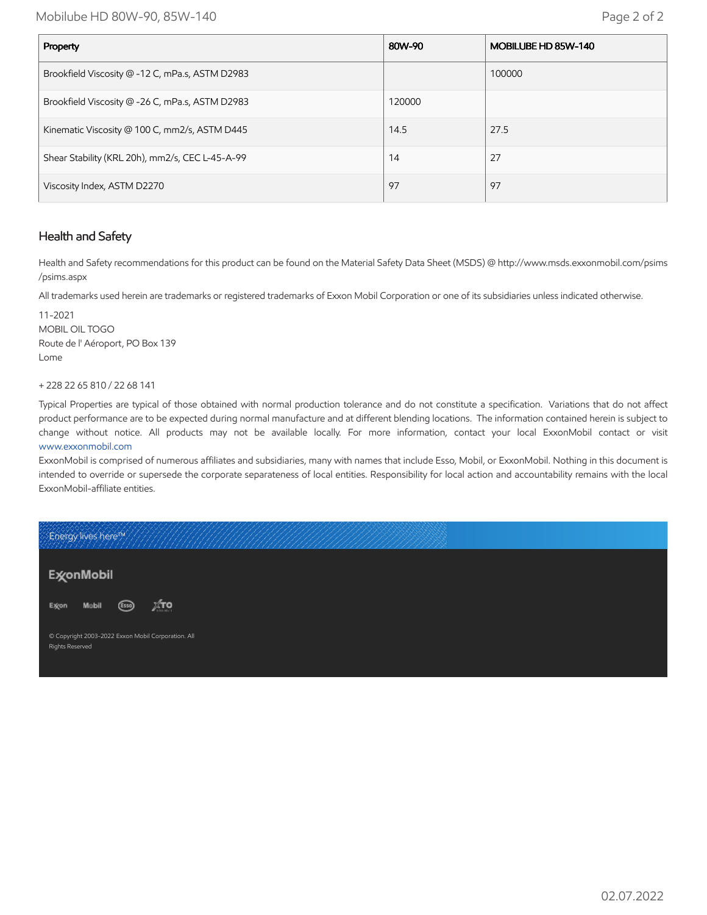| Property | 80W-90 | MOBILUBE HD 85W-140 |
| --- | --- | --- |
| Brookfield Viscosity @ -12 C, mPa.s, ASTM D2983 | | 100000 |
| Brookfield Viscosity @ -26 C, mPa.s, ASTM D2983 | 120000 | |
| Kinematic Viscosity @ 100 C, mm2/s, ASTM D445 | 14.5 | 27.5 |
| Shear Stability (KRL 20h), mm2/s, CEC L-45-A-99 | 14 | 27 |
| Viscosity Index, ASTM D2270 | 97 | 97 |

## Health and Safety

Health and Safety recommendations for this product can be found on the Material Safety Data Sheet (MSDS) @ http://www.msds.exxonmobil.com/psims/psims.aspx

All trademarks used herein are trademarks or registered trademarks of Exxon Mobil Corporation or one of its subsidiaries unless indicated otherwise.

11-2021
MOBIL OIL TOGO
Route de l' Aéroport, PO Box 139
Lome

+ 228 22 65 810 / 22 68 141

Typical Properties are typical of those obtained with normal production tolerance and do not constitute a specification. Variations that do not affect product performance are to be expected during normal manufacture and at different blending locations. The information contained herein is subject to change without notice. All products may not be available locally. For more information, contact your local ExxonMobil contact or visit www.exxonmobil.com

ExxonMobil is comprised of numerous affiliates and subsidiaries, many with names that include Esso, Mobil, or ExxonMobil. Nothing in this document is intended to override or supersede the corporate separateness of local entities. Responsibility for local action and accountability remains with the local ExxonMobil-affiliate entities.

Energy lives here™

ExxonMobil

Exxon Mobil Esso XTO

© Copyright 2003-2022 Exxon Mobil Corporation. All Rights Reserved